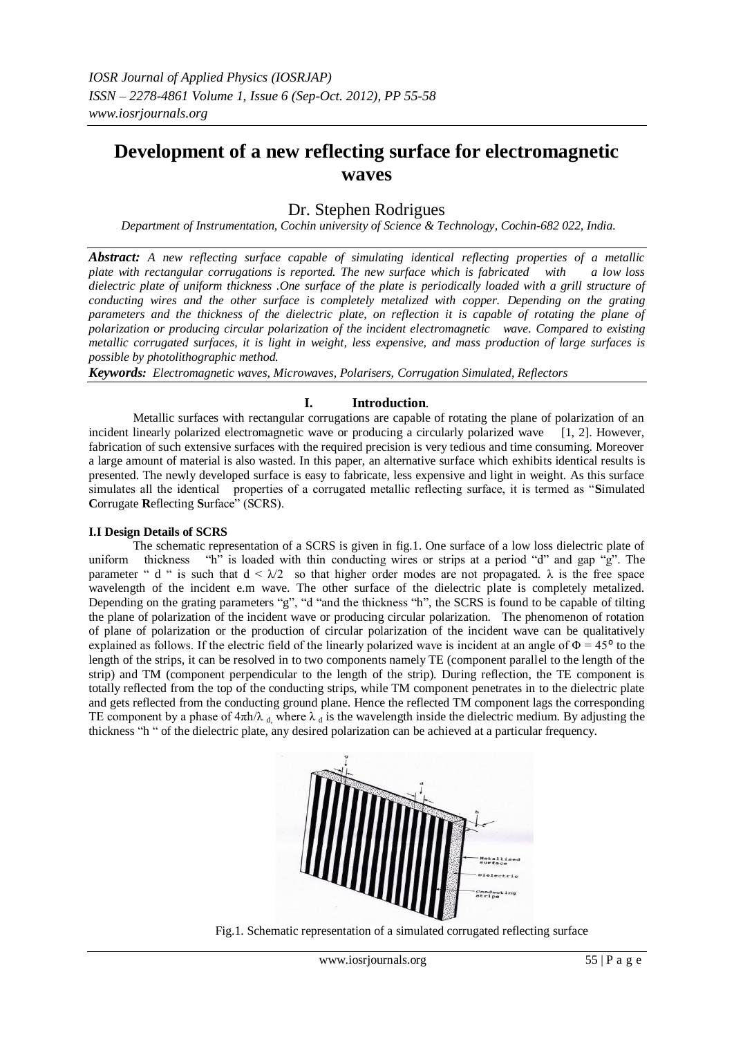# Development of a new reflecting surface for electromagnetic waves

Dr. Stephen Rodrigues

*Department of Instrumentation, Cochin university of Science & Technology, Cochin-682 022, India.*

***Abstract:*** *A new reflecting surface capable of simulating identical reflecting properties of a metallic plate with rectangular corrugations is reported. The new surface which is fabricated with a low loss dielectric plate of uniform thickness .One surface of the plate is periodically loaded with a grill structure of conducting wires and the other surface is completely metalized with copper. Depending on the grating parameters and the thickness of the dielectric plate, on reflection it is capable of rotating the plane of polarization or producing circular polarization of the incident electromagnetic wave. Compared to existing metallic corrugated surfaces, it is light in weight, less expensive, and mass production of large surfaces is possible by photolithographic method.*

***Keywords:*** *Electromagnetic waves, Microwaves, Polarisers, Corrugation Simulated, Reflectors*

## I. Introduction.

Metallic surfaces with rectangular corrugations are capable of rotating the plane of polarization of an incident linearly polarized electromagnetic wave or producing a circularly polarized wave [1, 2]. However, fabrication of such extensive surfaces with the required precision is very tedious and time consuming. Moreover a large amount of material is also wasted. In this paper, an alternative surface which exhibits identical results is presented. The newly developed surface is easy to fabricate, less expensive and light in weight. As this surface simulates all the identical properties of a corrugated metallic reflecting surface, it is termed as "**S**imulated **C**orrugate **R**eflecting **S**urface" (SCRS).

### I.I Design Details of SCRS

The schematic representation of a SCRS is given in fig.1. One surface of a low loss dielectric plate of uniform thickness "h" is loaded with thin conducting wires or strips at a period "d" and gap "g". The parameter " d " is such that $d < \lambda/2$ so that higher order modes are not propagated. $\lambda$ is the free space wavelength of the incident e.m wave. The other surface of the dielectric plate is completely metalized. Depending on the grating parameters "g", "d "and the thickness "h", the SCRS is found to be capable of tilting the plane of polarization of the incident wave or producing circular polarization. The phenomenon of rotation of plane of polarization or the production of circular polarization of the incident wave can be qualitatively explained as follows. If the electric field of the linearly polarized wave is incident at an angle of $\Phi = 45^{0}$ to the length of the strips, it can be resolved in to two components namely TE (component parallel to the length of the strip) and TM (component perpendicular to the length of the strip). During reflection, the TE component is totally reflected from the top of the conducting strips, while TM component penetrates in to the dielectric plate and gets reflected from the conducting ground plane. Hence the reflected TM component lags the corresponding TE component by a phase of $4\pi h/\lambda_d$, where $\lambda_d$ is the wavelength inside the dielectric medium. By adjusting the thickness "h " of the dielectric plate, any desired polarization can be achieved at a particular frequency.

Fig.1. Schematic representation of a simulated corrugated reflecting surface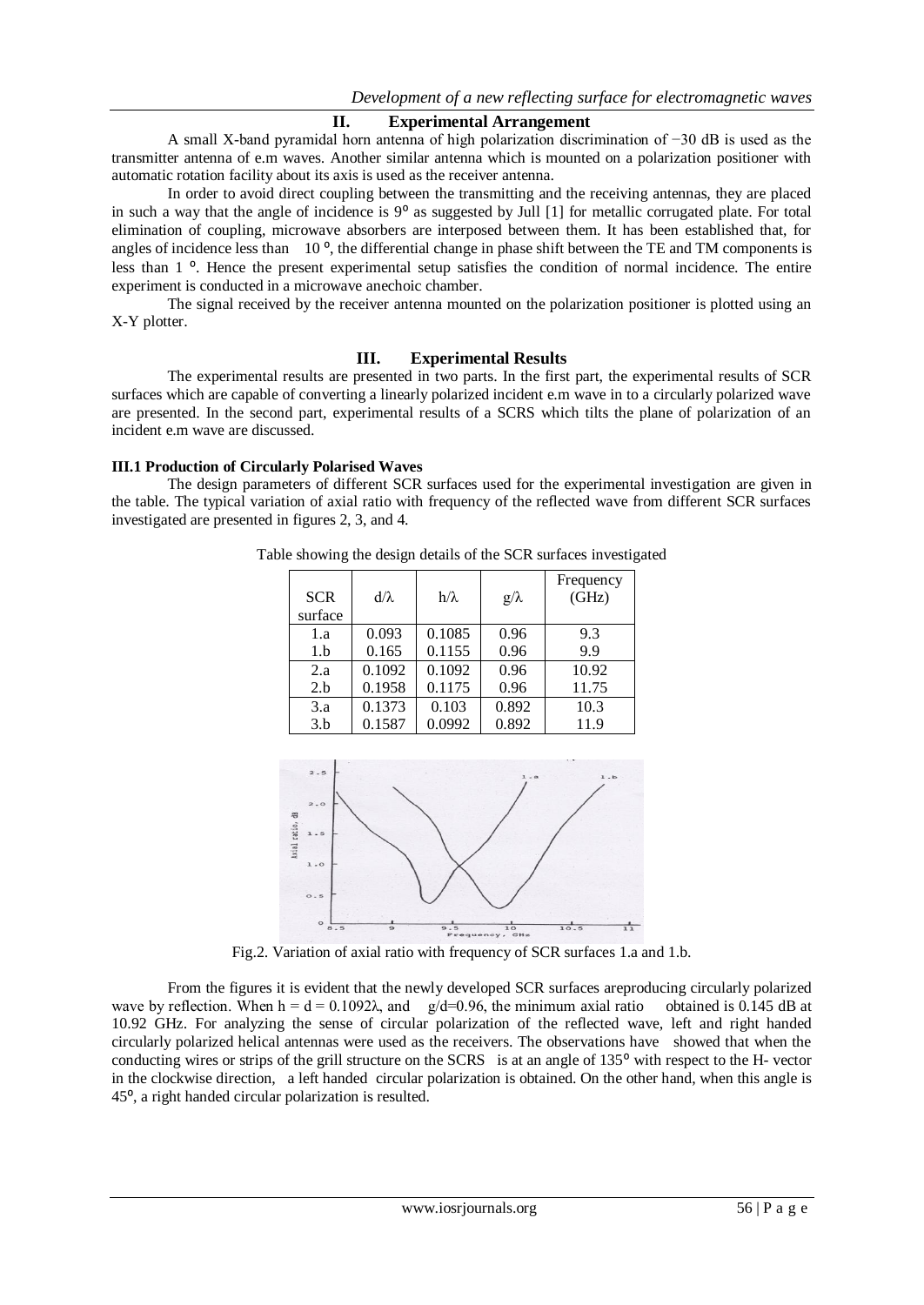## II. Experimental Arrangement

A small X-band pyramidal horn antenna of high polarization discrimination of −30 dB is used as the transmitter antenna of e.m waves. Another similar antenna which is mounted on a polarization positioner with automatic rotation facility about its axis is used as the receiver antenna.

In order to avoid direct coupling between the transmitting and the receiving antennas, they are placed in such a way that the angle of incidence is 9° as suggested by Jull [1] for metallic corrugated plate. For total elimination of coupling, microwave absorbers are interposed between them. It has been established that, for angles of incidence less than 10 °, the differential change in phase shift between the TE and TM components is less than 1 °. Hence the present experimental setup satisfies the condition of normal incidence. The entire experiment is conducted in a microwave anechoic chamber.

The signal received by the receiver antenna mounted on the polarization positioner is plotted using an X-Y plotter.

## III. Experimental Results

The experimental results are presented in two parts. In the first part, the experimental results of SCR surfaces which are capable of converting a linearly polarized incident e.m wave in to a circularly polarized wave are presented. In the second part, experimental results of a SCRS which tilts the plane of polarization of an incident e.m wave are discussed.

### III.1 Production of Circularly Polarised Waves

The design parameters of different SCR surfaces used for the experimental investigation are given in the table. The typical variation of axial ratio with frequency of the reflected wave from different SCR surfaces investigated are presented in figures 2, 3, and 4.

Table showing the design details of the SCR surfaces investigated

| SCR surface | $d/\lambda$ | $h/\lambda$ | $g/\lambda$ | Frequency (GHz) |
|---|---|---|---|---|
| 1.a | 0.093 | 0.1085 | 0.96 | 9.3 |
| 1.b | 0.165 | 0.1155 | 0.96 | 9.9 |
| 2.a | 0.1092 | 0.1092 | 0.96 | 10.92 |
| 2.b | 0.1958 | 0.1175 | 0.96 | 11.75 |
| 3.a | 0.1373 | 0.103 | 0.892 | 10.3 |
| 3.b | 0.1587 | 0.0992 | 0.892 | 11.9 |

Fig.2. Variation of axial ratio with frequency of SCR surfaces 1.a and 1.b.

From the figures it is evident that the newly developed SCR surfaces areproducing circularly polarized wave by reflection. When $h = d = 0.1092\lambda$, and $g/d=0.96$, the minimum axial ratio obtained is 0.145 dB at 10.92 GHz. For analyzing the sense of circular polarization of the reflected wave, left and right handed circularly polarized helical antennas were used as the receivers. The observations have showed that when the conducting wires or strips of the grill structure on the SCRS is at an angle of 135° with respect to the H- vector in the clockwise direction, a left handed circular polarization is obtained. On the other hand, when this angle is 45°, a right handed circular polarization is resulted.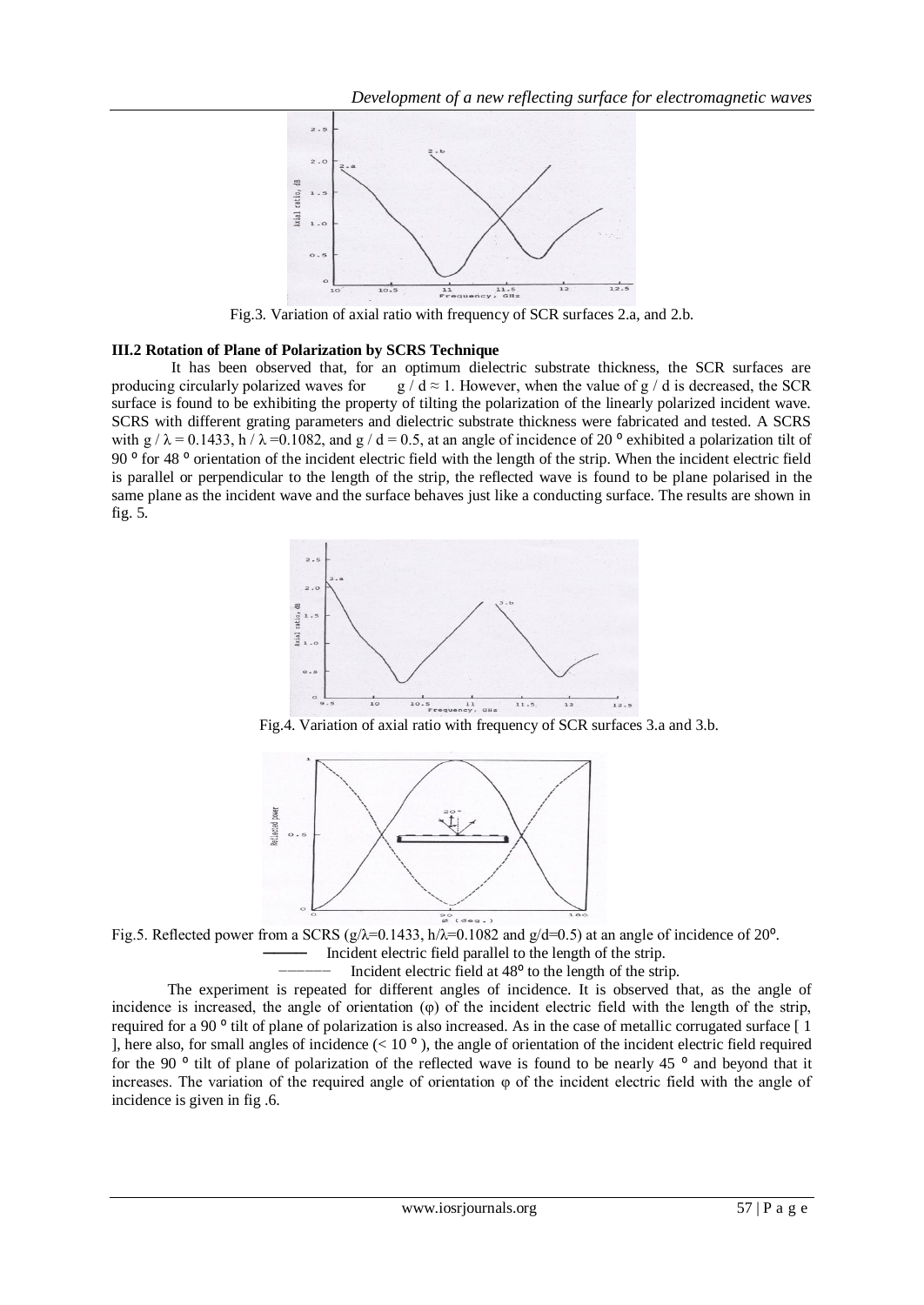Fig.3. Variation of axial ratio with frequency of SCR surfaces 2.a, and 2.b.

### III.2 Rotation of Plane of Polarization by SCRS Technique

It has been observed that, for an optimum dielectric substrate thickness, the SCR surfaces are producing circularly polarized waves for $g / d \approx 1$. However, when the value of $g / d$ is decreased, the SCR surface is found to be exhibiting the property of tilting the polarization of the linearly polarized incident wave. SCRS with different grating parameters and dielectric substrate thickness were fabricated and tested. A SCRS with $g / \lambda = 0.1433$, $h / \lambda = 0.1082$, and $g / d = 0.5$, at an angle of incidence of 20 ° exhibited a polarization tilt of 90 ° for 48 ° orientation of the incident electric field with the length of the strip. When the incident electric field is parallel or perpendicular to the length of the strip, the reflected wave is found to be plane polarised in the same plane as the incident wave and the surface behaves just like a conducting surface. The results are shown in fig. 5.

Fig.4. Variation of axial ratio with frequency of SCR surfaces 3.a and 3.b.

Fig.5. Reflected power from a SCRS ($g/\lambda=0.1433$, $h/\lambda=0.1082$ and $g/d=0.5$) at an angle of incidence of 20°.

——— Incident electric field parallel to the length of the strip.

- - - - - Incident electric field at 48° to the length of the strip.

The experiment is repeated for different angles of incidence. It is observed that, as the angle of incidence is increased, the angle of orientation ($\varphi$) of the incident electric field with the length of the strip, required for a 90 ° tilt of plane of polarization is also increased. As in the case of metallic corrugated surface [ 1 ], here also, for small angles of incidence (< 10 ° ), the angle of orientation of the incident electric field required for the 90 ° tilt of plane of polarization of the reflected wave is found to be nearly 45 ° and beyond that it increases. The variation of the required angle of orientation $\varphi$ of the incident electric field with the angle of incidence is given in fig .6.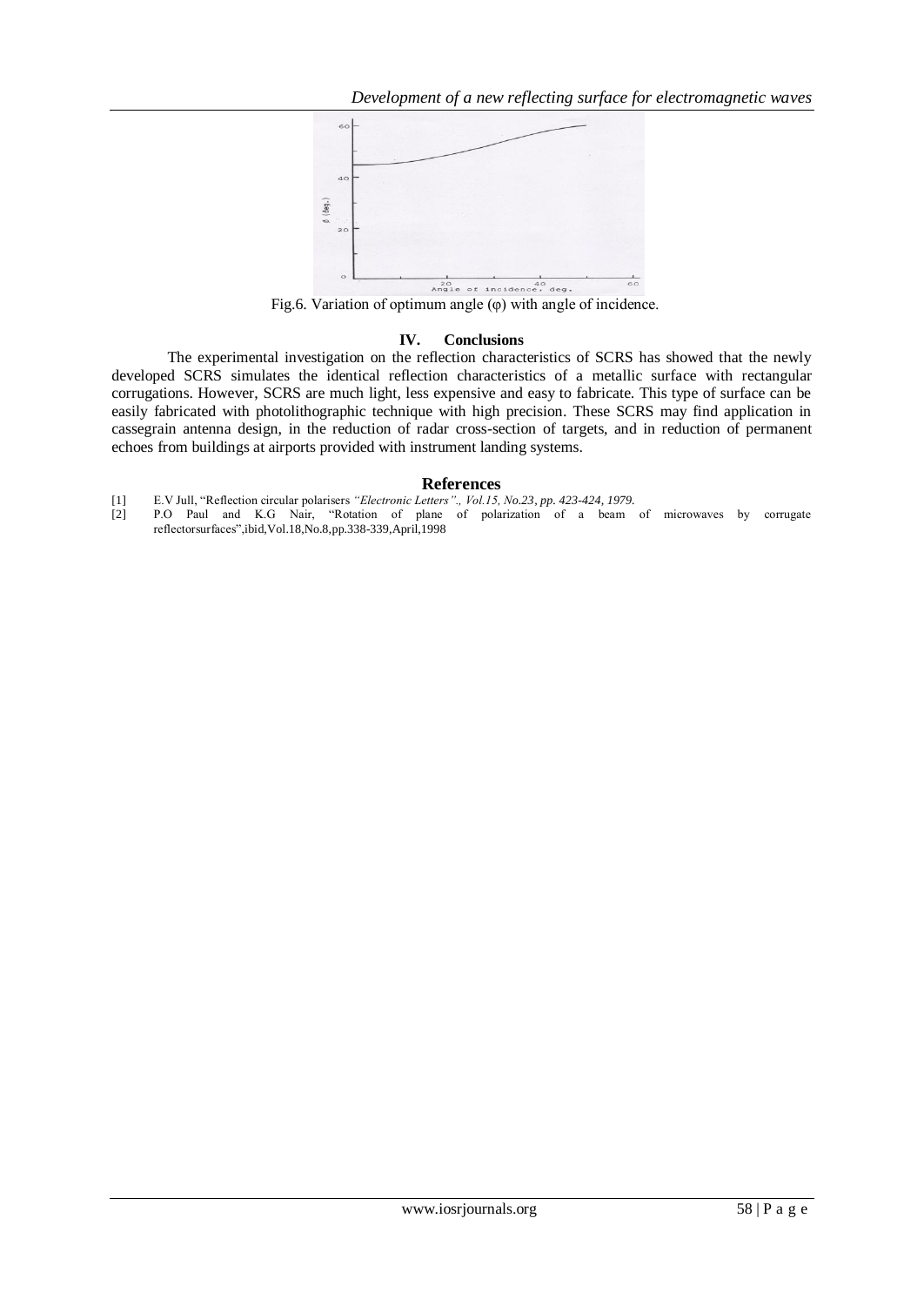60

40

ϕ (deg.)

20

0

20 40 60

Angle of incidence, deg.

Fig.6. Variation of optimum angle (φ) with angle of incidence.

## IV. Conclusions

The experimental investigation on the reflection characteristics of SCRS has showed that the newly developed SCRS simulates the identical reflection characteristics of a metallic surface with rectangular corrugations. However, SCRS are much light, less expensive and easy to fabricate. This type of surface can be easily fabricated with photolithographic technique with high precision. These SCRS may find application in cassegrain antenna design, in the reduction of radar cross-section of targets, and in reduction of permanent echoes from buildings at airports provided with instrument landing systems.

## References

[1] E.V Jull, "Reflection circular polarisers *"Electronic Letters"., Vol.15, No.23, pp. 423-424, 1979.*

[2] P.O Paul and K.G Nair, "Rotation of plane of polarization of a beam of microwaves by corrugate reflectorsurfaces",ibid,Vol.18,No.8,pp.338-339,April,1998